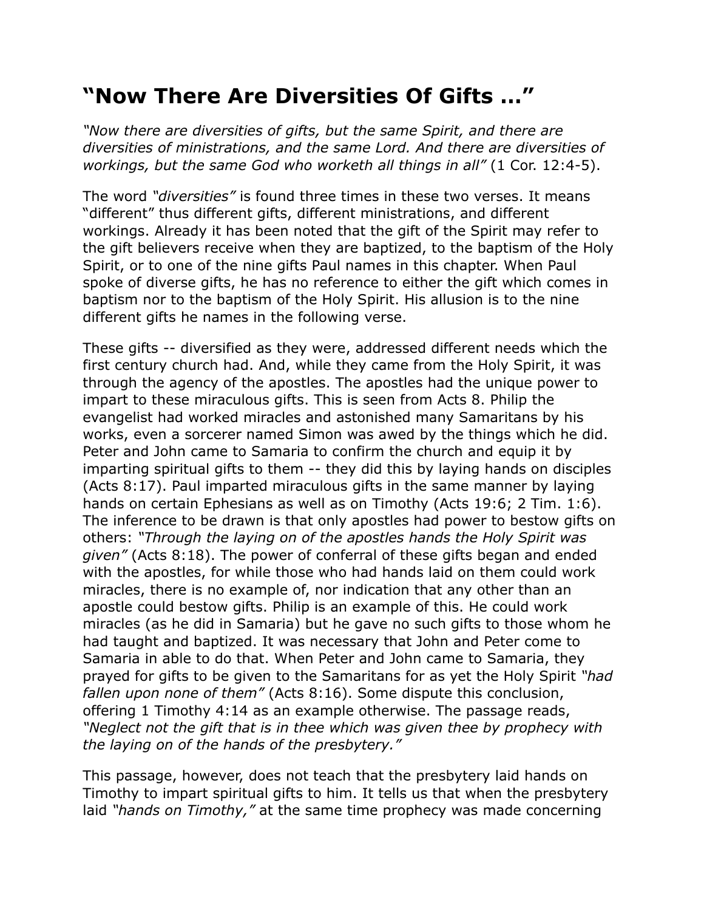# "Now There Are Diversities Of Gifts …"

*"Now there are diversities of gifts, but the same Spirit, and there are diversities of ministrations, and the same Lord. And there are diversities of workings, but the same God who worketh all things in all"* (1 Cor. 12:4-5).

The word *"diversities"* is found three times in these two verses. It means "different" thus different gifts, different ministrations, and different workings. Already it has been noted that the gift of the Spirit may refer to the gift believers receive when they are baptized, to the baptism of the Holy Spirit, or to one of the nine gifts Paul names in this chapter. When Paul spoke of diverse gifts, he has no reference to either the gift which comes in baptism nor to the baptism of the Holy Spirit. His allusion is to the nine different gifts he names in the following verse.

These gifts -- diversified as they were, addressed different needs which the first century church had. And, while they came from the Holy Spirit, it was through the agency of the apostles. The apostles had the unique power to impart to these miraculous gifts. This is seen from Acts 8. Philip the evangelist had worked miracles and astonished many Samaritans by his works, even a sorcerer named Simon was awed by the things which he did. Peter and John came to Samaria to confirm the church and equip it by imparting spiritual gifts to them -- they did this by laying hands on disciples (Acts 8:17). Paul imparted miraculous gifts in the same manner by laying hands on certain Ephesians as well as on Timothy (Acts 19:6; 2 Tim. 1:6). The inference to be drawn is that only apostles had power to bestow gifts on others: *"Through the laying on of the apostles hands the Holy Spirit was given"* (Acts 8:18). The power of conferral of these gifts began and ended with the apostles, for while those who had hands laid on them could work miracles, there is no example of, nor indication that any other than an apostle could bestow gifts. Philip is an example of this. He could work miracles (as he did in Samaria) but he gave no such gifts to those whom he had taught and baptized. It was necessary that John and Peter come to Samaria in able to do that. When Peter and John came to Samaria, they prayed for gifts to be given to the Samaritans for as yet the Holy Spirit *"had fallen upon none of them"* (Acts 8:16). Some dispute this conclusion, offering 1 Timothy 4:14 as an example otherwise. The passage reads, *"Neglect not the gift that is in thee which was given thee by prophecy with the laying on of the hands of the presbytery."*

This passage, however, does not teach that the presbytery laid hands on Timothy to impart spiritual gifts to him. It tells us that when the presbytery laid *"hands on Timothy,"* at the same time prophecy was made concerning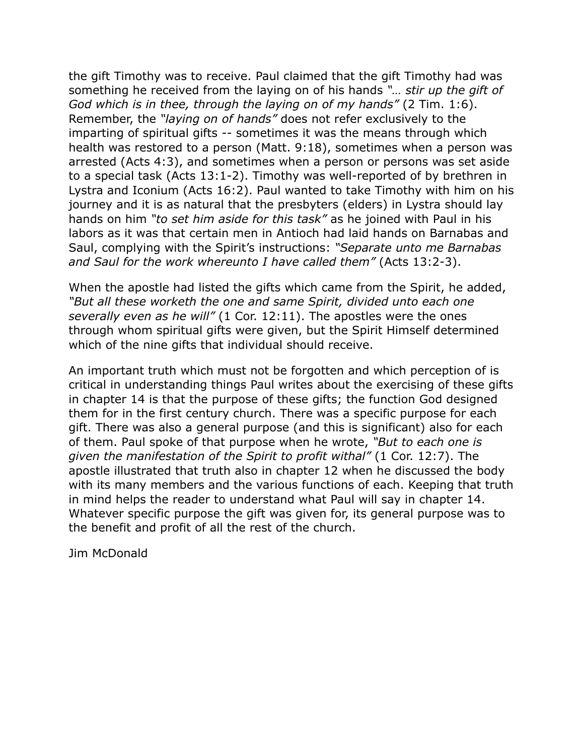the gift Timothy was to receive. Paul claimed that the gift Timothy had was something he received from the laying on of his hands *"… stir up the gift of God which is in thee, through the laying on of my hands"* (2 Tim. 1:6). Remember, the *"laying on of hands"* does not refer exclusively to the imparting of spiritual gifts -- sometimes it was the means through which health was restored to a person (Matt. 9:18), sometimes when a person was arrested (Acts 4:3), and sometimes when a person or persons was set aside to a special task (Acts 13:1-2). Timothy was well-reported of by brethren in Lystra and Iconium (Acts 16:2). Paul wanted to take Timothy with him on his journey and it is as natural that the presbyters (elders) in Lystra should lay hands on him *"to set him aside for this task"* as he joined with Paul in his labors as it was that certain men in Antioch had laid hands on Barnabas and Saul, complying with the Spirit's instructions: *"Separate unto me Barnabas and Saul for the work whereunto I have called them"* (Acts 13:2-3).

When the apostle had listed the gifts which came from the Spirit, he added, *"But all these worketh the one and same Spirit, divided unto each one severally even as he will"* (1 Cor. 12:11). The apostles were the ones through whom spiritual gifts were given, but the Spirit Himself determined which of the nine gifts that individual should receive.

An important truth which must not be forgotten and which perception of is critical in understanding things Paul writes about the exercising of these gifts in chapter 14 is that the purpose of these gifts; the function God designed them for in the first century church. There was a specific purpose for each gift. There was also a general purpose (and this is significant) also for each of them. Paul spoke of that purpose when he wrote, *"But to each one is given the manifestation of the Spirit to profit withal"* (1 Cor. 12:7). The apostle illustrated that truth also in chapter 12 when he discussed the body with its many members and the various functions of each. Keeping that truth in mind helps the reader to understand what Paul will say in chapter 14. Whatever specific purpose the gift was given for, its general purpose was to the benefit and profit of all the rest of the church.

Jim McDonald